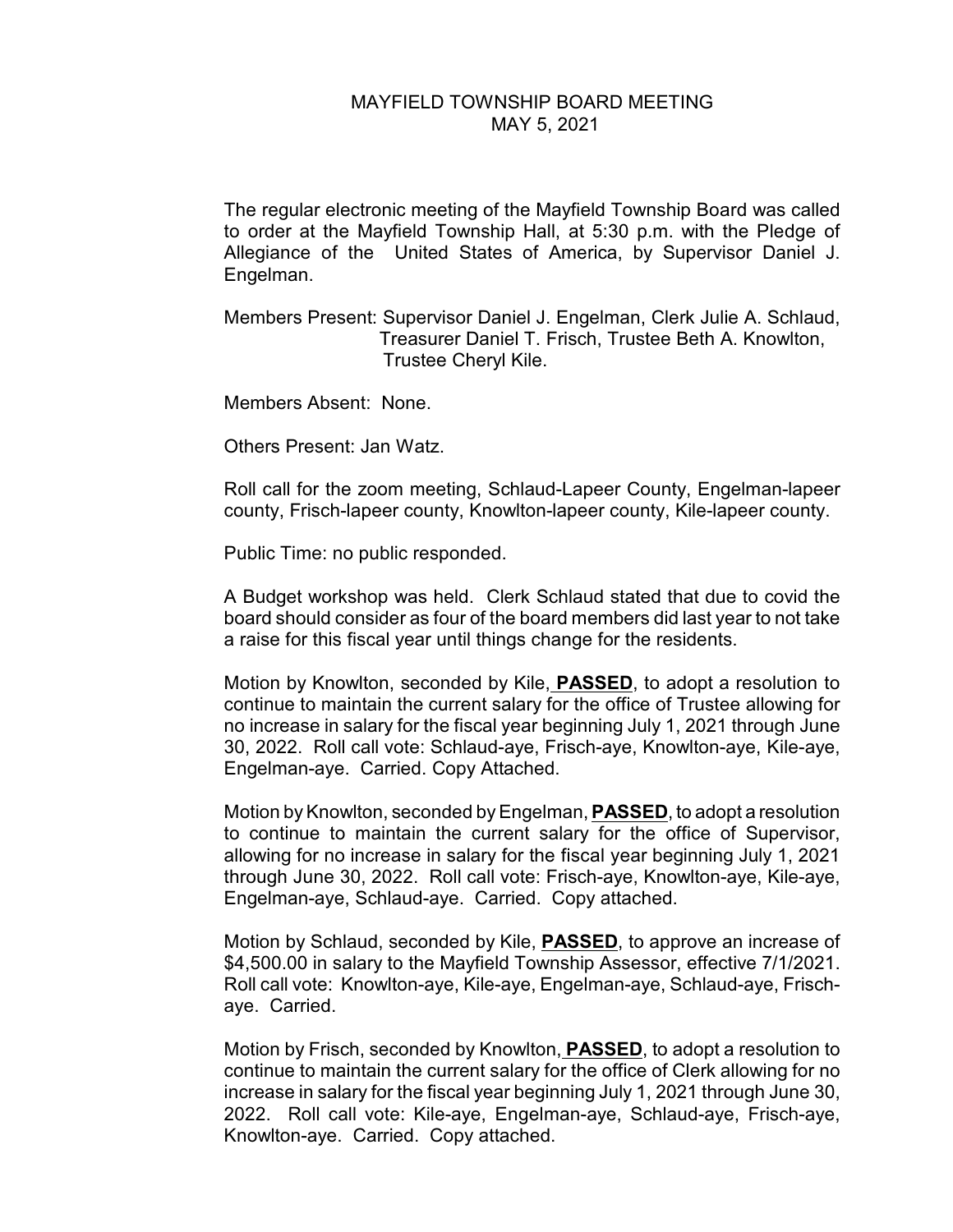# MAYFIELD TOWNSHIP BOARD MEETING
## MAY 5, 2021

The regular electronic meeting of the Mayfield Township Board was called to order at the Mayfield Township Hall, at 5:30 p.m. with the Pledge of Allegiance of the United States of America, by Supervisor Daniel J. Engelman.

Members Present: Supervisor Daniel J. Engelman, Clerk Julie A. Schlaud, Treasurer Daniel T. Frisch, Trustee Beth A. Knowlton, Trustee Cheryl Kile.

Members Absent: None.

Others Present: Jan Watz.

Roll call for the zoom meeting, Schlaud-Lapeer County, Engelman-lapeer county, Frisch-lapeer county, Knowlton-lapeer county, Kile-lapeer county.

Public Time: no public responded.

A Budget workshop was held. Clerk Schlaud stated that due to covid the board should consider as four of the board members did last year to not take a raise for this fiscal year until things change for the residents.

Motion by Knowlton, seconded by Kile, **PASSED**, to adopt a resolution to continue to maintain the current salary for the office of Trustee allowing for no increase in salary for the fiscal year beginning July 1, 2021 through June 30, 2022. Roll call vote: Schlaud-aye, Frisch-aye, Knowlton-aye, Kile-aye, Engelman-aye. Carried. Copy Attached.

Motion by Knowlton, seconded by Engelman, **PASSED**, to adopt a resolution to continue to maintain the current salary for the office of Supervisor, allowing for no increase in salary for the fiscal year beginning July 1, 2021 through June 30, 2022. Roll call vote: Frisch-aye, Knowlton-aye, Kile-aye, Engelman-aye, Schlaud-aye. Carried. Copy attached.

Motion by Schlaud, seconded by Kile, **PASSED**, to approve an increase of $4,500.00 in salary to the Mayfield Township Assessor, effective 7/1/2021. Roll call vote: Knowlton-aye, Kile-aye, Engelman-aye, Schlaud-aye, Frisch-aye. Carried.

Motion by Frisch, seconded by Knowlton, **PASSED**, to adopt a resolution to continue to maintain the current salary for the office of Clerk allowing for no increase in salary for the fiscal year beginning July 1, 2021 through June 30, 2022. Roll call vote: Kile-aye, Engelman-aye, Schlaud-aye, Frisch-aye, Knowlton-aye. Carried. Copy attached.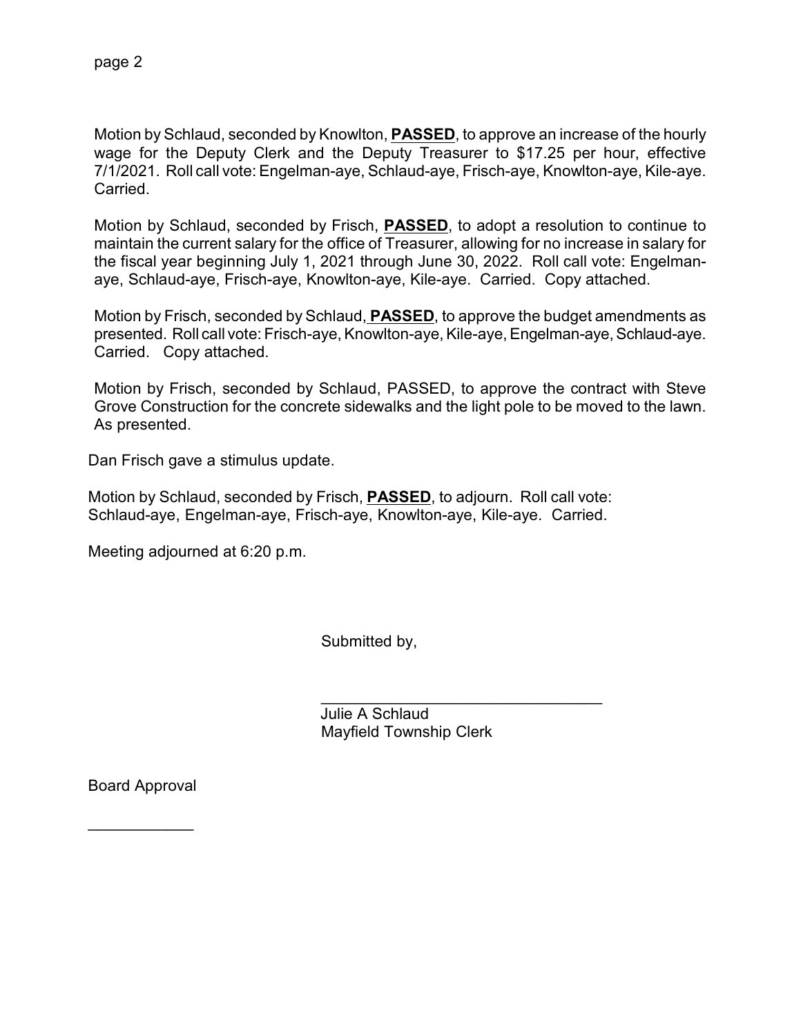Motion by Schlaud, seconded by Knowlton, **PASSED**, to approve an increase of the hourly wage for the Deputy Clerk and the Deputy Treasurer to $17.25 per hour, effective 7/1/2021. Roll call vote: Engelman-aye, Schlaud-aye, Frisch-aye, Knowlton-aye, Kile-aye. Carried.

Motion by Schlaud, seconded by Frisch, **PASSED**, to adopt a resolution to continue to maintain the current salary for the office of Treasurer, allowing for no increase in salary for the fiscal year beginning July 1, 2021 through June 30, 2022. Roll call vote: Engelman-aye, Schlaud-aye, Frisch-aye, Knowlton-aye, Kile-aye. Carried. Copy attached.

Motion by Frisch, seconded by Schlaud, **PASSED**, to approve the budget amendments as presented. Roll call vote: Frisch-aye, Knowlton-aye, Kile-aye, Engelman-aye, Schlaud-aye. Carried. Copy attached.

Motion by Frisch, seconded by Schlaud, PASSED, to approve the contract with Steve Grove Construction for the concrete sidewalks and the light pole to be moved to the lawn. As presented.

Dan Frisch gave a stimulus update.

Motion by Schlaud, seconded by Frisch, **PASSED**, to adjourn. Roll call vote: Schlaud-aye, Engelman-aye, Frisch-aye, Knowlton-aye, Kile-aye. Carried.

Meeting adjourned at 6:20 p.m.

Submitted by,

\_\_\_\_\_\_\_\_\_\_\_\_\_\_\_\_\_\_\_\_\_\_\_\_\_\_\_\_\_\_\_\_\_\_

Julie A Schlaud
Mayfield Township Clerk

Board Approval

\_\_\_\_\_\_\_\_\_\_\_\_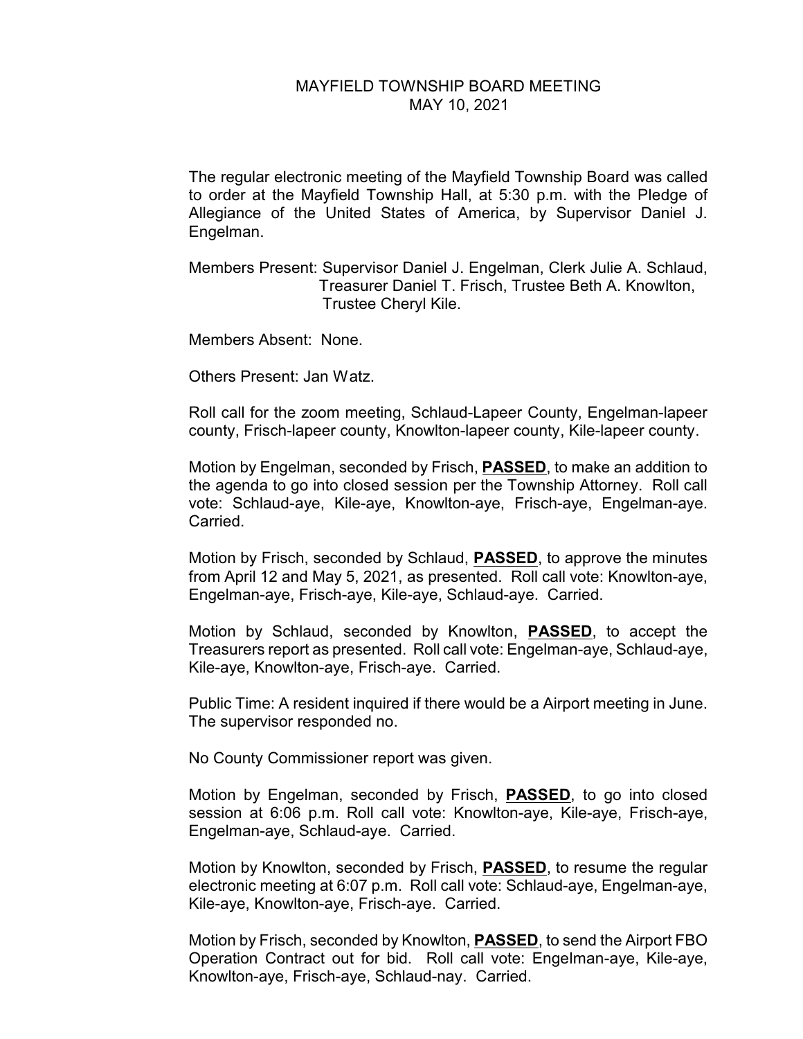# MAYFIELD TOWNSHIP BOARD MEETING
## MAY 10, 2021

The regular electronic meeting of the Mayfield Township Board was called to order at the Mayfield Township Hall, at 5:30 p.m. with the Pledge of Allegiance of the United States of America, by Supervisor Daniel J. Engelman.

Members Present: Supervisor Daniel J. Engelman, Clerk Julie A. Schlaud, Treasurer Daniel T. Frisch, Trustee Beth A. Knowlton, Trustee Cheryl Kile.

Members Absent: None.

Others Present: Jan Watz.

Roll call for the zoom meeting, Schlaud-Lapeer County, Engelman-lapeer county, Frisch-lapeer county, Knowlton-lapeer county, Kile-lapeer county.

Motion by Engelman, seconded by Frisch, **PASSED**, to make an addition to the agenda to go into closed session per the Township Attorney. Roll call vote: Schlaud-aye, Kile-aye, Knowlton-aye, Frisch-aye, Engelman-aye. Carried.

Motion by Frisch, seconded by Schlaud, **PASSED**, to approve the minutes from April 12 and May 5, 2021, as presented. Roll call vote: Knowlton-aye, Engelman-aye, Frisch-aye, Kile-aye, Schlaud-aye. Carried.

Motion by Schlaud, seconded by Knowlton, **PASSED**, to accept the Treasurers report as presented. Roll call vote: Engelman-aye, Schlaud-aye, Kile-aye, Knowlton-aye, Frisch-aye. Carried.

Public Time: A resident inquired if there would be a Airport meeting in June. The supervisor responded no.

No County Commissioner report was given.

Motion by Engelman, seconded by Frisch, **PASSED**, to go into closed session at 6:06 p.m. Roll call vote: Knowlton-aye, Kile-aye, Frisch-aye, Engelman-aye, Schlaud-aye. Carried.

Motion by Knowlton, seconded by Frisch, **PASSED**, to resume the regular electronic meeting at 6:07 p.m. Roll call vote: Schlaud-aye, Engelman-aye, Kile-aye, Knowlton-aye, Frisch-aye. Carried.

Motion by Frisch, seconded by Knowlton, **PASSED**, to send the Airport FBO Operation Contract out for bid. Roll call vote: Engelman-aye, Kile-aye, Knowlton-aye, Frisch-aye, Schlaud-nay. Carried.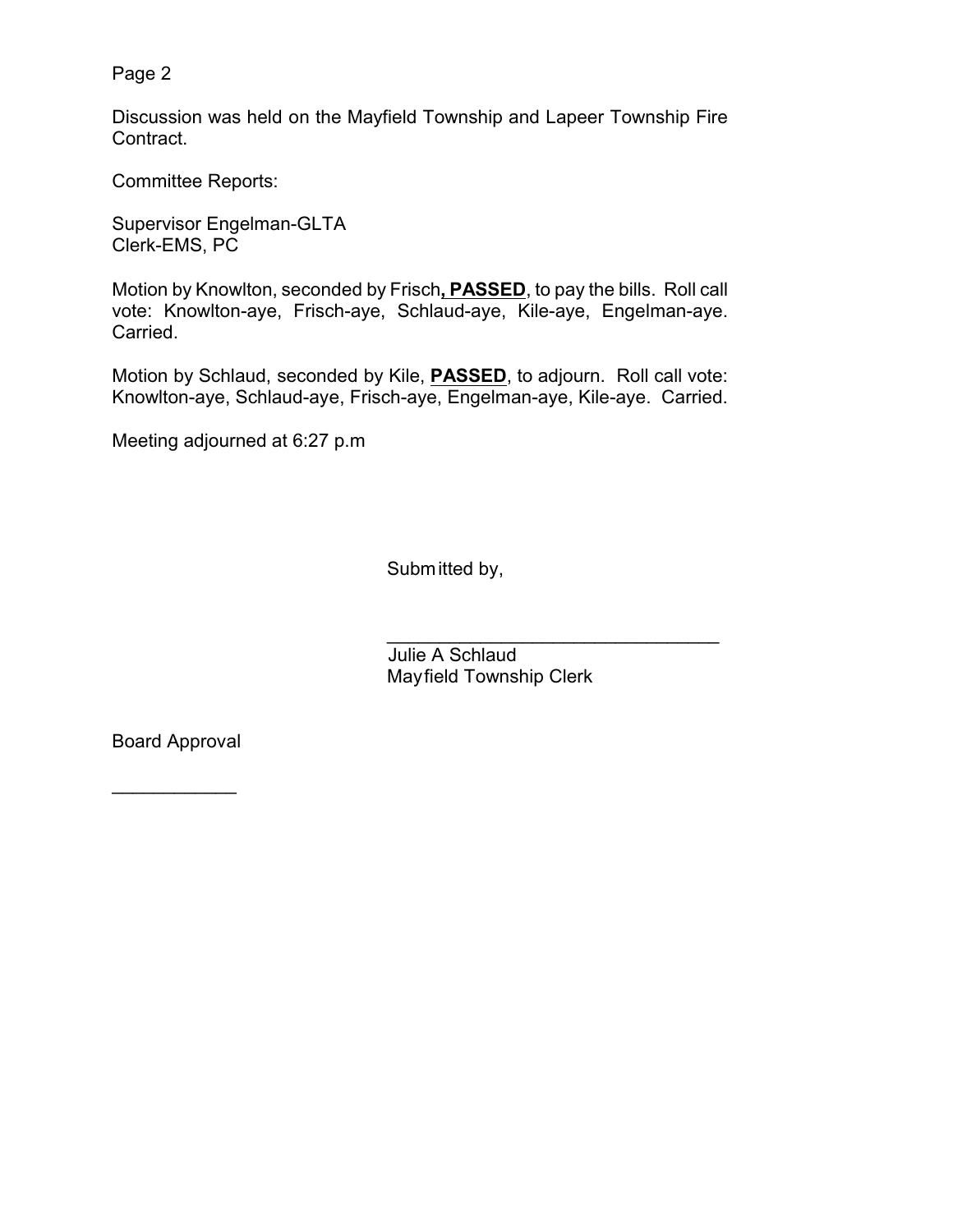Discussion was held on the Mayfield Township and Lapeer Township Fire Contract.

Committee Reports:

Supervisor Engelman-GLTA
Clerk-EMS, PC

Motion by Knowlton, seconded by Frisch**, PASSED**, to pay the bills. Roll call vote: Knowlton-aye, Frisch-aye, Schlaud-aye, Kile-aye, Engelman-aye. Carried.

Motion by Schlaud, seconded by Kile, **PASSED**, to adjourn. Roll call vote: Knowlton-aye, Schlaud-aye, Frisch-aye, Engelman-aye, Kile-aye. Carried.

Meeting adjourned at 6:27 p.m

Submitted by,

________________________________
Julie A Schlaud
Mayfield Township Clerk

Board Approval

____________